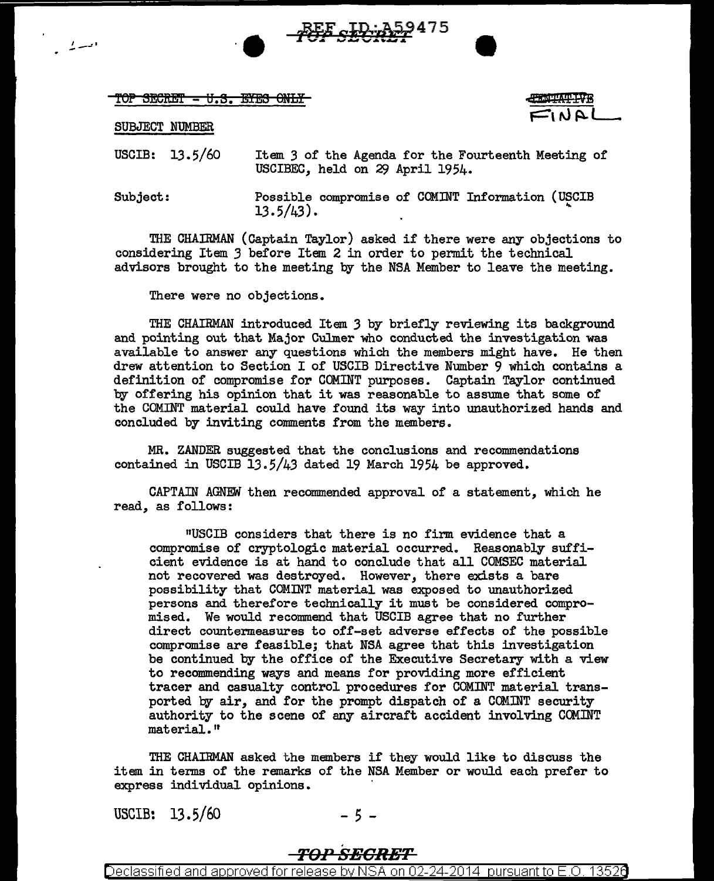TOP SECRET - U.S. EYES ONLY

FINAL

SUBJECT NUMBER

USCIB: 13.5/60 Item 3 of the Agenda for the Fourteenth Meeting of USCIBEC, held on 29 April 1954.

Subject: Possible compromise of COMINT Information (USCIB 13.5/43).

THE CHAIRMAN (Captain Taylor) asked if there were any objections to considering Item 3 before Item 2 in order to permit the technical advisors brought to the meeting by the NSA Member to leave the meeting.

There were no objections.

THE CHAIRMAN introduced Item 3 by briefly reviewing its background and pointing out that Major Culmer who conducted the investigation was available to answer any questions which the members might have. He then drew attention to Section I of USCIB Directive Number 9 which contains a definition of compromise for COMINT purposes. Captain Taylor continued by offering his opinion that it was reasonable to assume that some of the COMINT material could have found its way into unauthorized hands and concluded by inviting comments from the members.

MR. ZANDER suggested that the conclusions and recommendations contained in USCIB 13.5/43 dated 19 March 1954 be approved.

CAPTAIN AGNEW then recommended approval of a statement, which he read, as follows:

> "USCIB considers that there is no firm evidence that a compromise of cryptologic material occurred. Reasonably sufficient evidence is at hand to conclude that all COMSEC material not recovered was destroyed. However, there exists a bare possibility that COMINT material was exposed to unauthorized persons and therefore technically it must be considered compromised. We would recommend that USCIB agree that no further direct countermeasures to off-set adverse effects of the possible compromise are feasible; that NSA agree that this investigation be continued by the office of the Executive Secretary with a view to recommending ways and means for providing more efficient tracer and casualty control procedures for COMINT material transported by air, and for the prompt dispatch of a COMINT security authority to the scene of any aircraft accident involving COMINT material."

THE CHAIRMAN asked the members if they would like to discuss the item in terms of the remarks of the NSA Member or would each prefer to express individual opinions.

USCIB: 13.5/60

TOP SECRET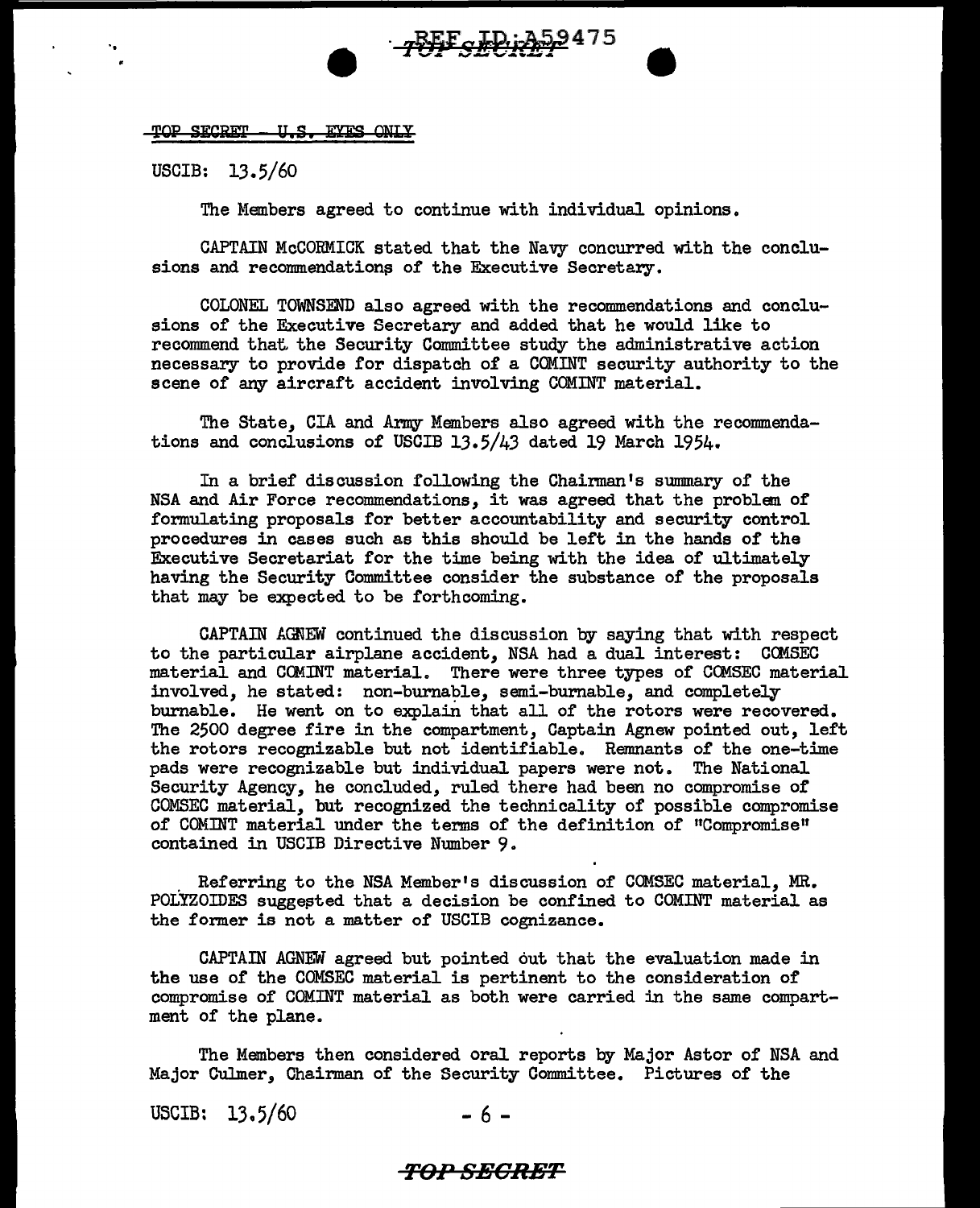TOP SECRET - U.S. EYES ONLY

USCIB: 13.5/60

The Members agreed to continue with individual opinions.

CAPTAIN McCORMICK stated that the Navy concurred with the conclusions and recommendations of the Executive Secretary.

COLONEL TOWNSEND also agreed with the recommendations and conclusions of the Executive Secretary and added that he would like to recommend that the Security Committee study the administrative action necessary to provide for dispatch of a COMINT security authority to the scene of any aircraft accident involving COMINT material.

The State, CIA and Army Members also agreed with the recommendations and conclusions of USCIB 13.5/43 dated 19 March 1954.

In a brief discussion following the Chairman's summary of the NSA and Air Force recommendations, it was agreed that the problem of formulating proposals for better accountability and security control procedures in cases such as this should be left in the hands of the Executive Secretariat for the time being with the idea of ultimately having the Security Committee consider the substance of the proposals that may be expected to be forthcoming.

CAPTAIN AGNEW continued the discussion by saying that with respect to the particular airplane accident, NSA had a dual interest: COMSEC material and COMINT material. There were three types of COMSEC material involved, he stated: non-burnable, semi-burnable, and completely burnable. He went on to explain that all of the rotors were recovered. The 2500 degree fire in the compartment, Captain Agnew pointed out, left the rotors recognizable but not identifiable. Remnants of the one-time pads were recognizable but individual papers were not. The National Security Agency, he concluded, ruled there had been no compromise of COMSEC material, but recognized the technicality of possible compromise of COMINT material under the terms of the definition of "Compromise" contained in USCIB Directive Number 9.

Referring to the NSA Member's discussion of COMSEC material, MR. POLYZOIDES suggested that a decision be confined to COMINT material as the former is not a matter of USCIB cognizance.

CAPTAIN AGNEW agreed but pointed out that the evaluation made in the use of the COMSEC material is pertinent to the consideration of compromise of COMINT material as both were carried in the same compartment of the plane.

The Members then considered oral reports by Major Astor of NSA and Major Culmer, Chairman of the Security Committee. Pictures of the

USCIB: 13.5/60

TOP SECRET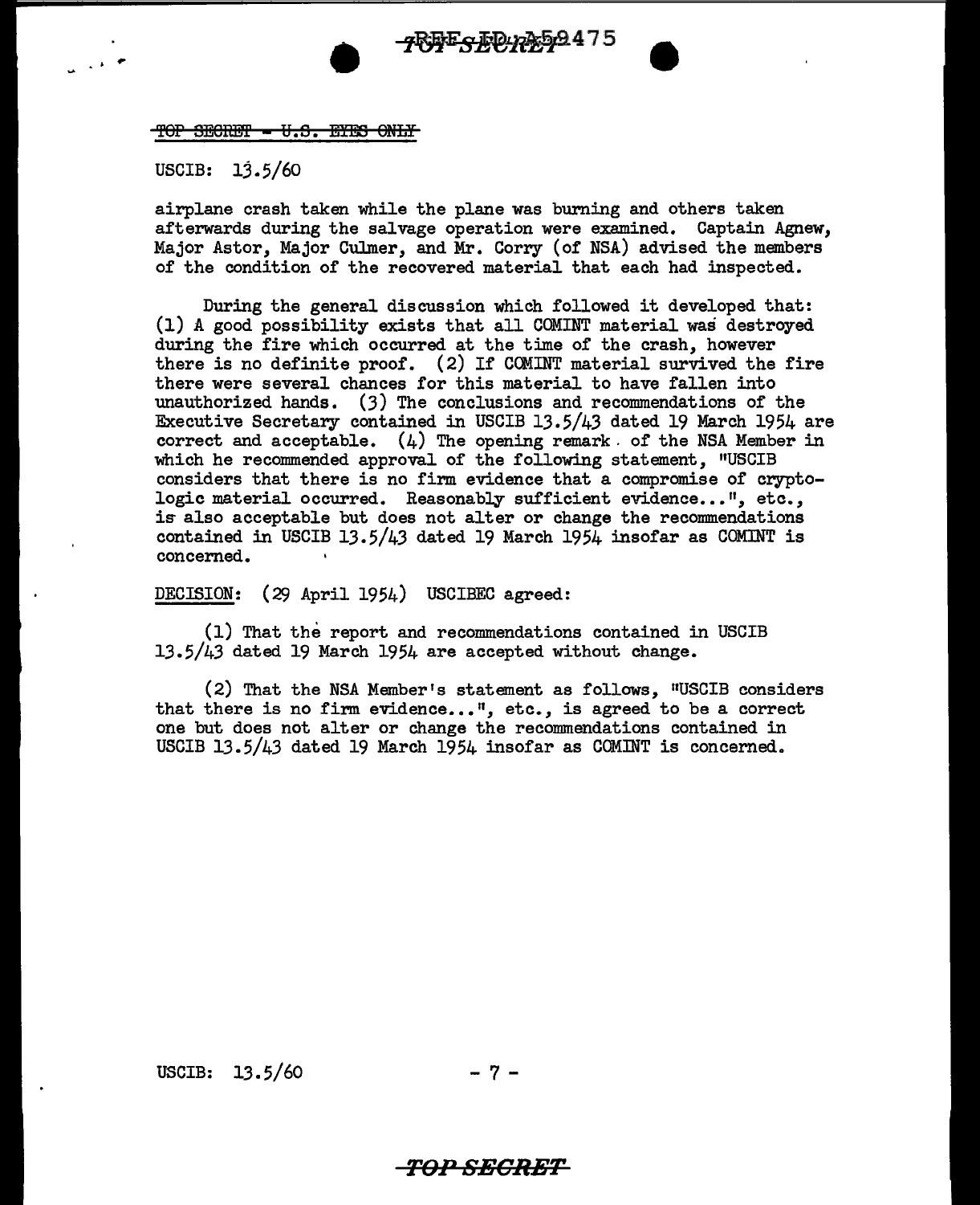TOP SECRET - U.S. EYES ONLY

USCIB: 13.5/60

airplane crash taken while the plane was burning and others taken afterwards during the salvage operation were examined. Captain Agnew, Major Astor, Major Culmer, and Mr. Corry (of NSA) advised the members of the condition of the recovered material that each had inspected.

During the general discussion which followed it developed that: (1) A good possibility exists that all COMINT material was destroyed during the fire which occurred at the time of the crash, however there is no definite proof. (2) If COMINT material survived the fire there were several chances for this material to have fallen into unauthorized hands. (3) The conclusions and recommendations of the Executive Secretary contained in USCIB 13.5/43 dated 19 March 1954 are correct and acceptable. (4) The opening remark of the NSA Member in which he recommended approval of the following statement, "USCIB considers that there is no firm evidence that a compromise of cryptologic material occurred. Reasonably sufficient evidence...", etc., is also acceptable but does not alter or change the recommendations contained in USCIB 13.5/43 dated 19 March 1954 insofar as COMINT is concerned.

DECISION: (29 April 1954) USCIBEC agreed:

(1) That the report and recommendations contained in USCIB 13.5/43 dated 19 March 1954 are accepted without change.

(2) That the NSA Member's statement as follows, "USCIB considers that there is no firm evidence...", etc., is agreed to be a correct one but does not alter or change the recommendations contained in USCIB 13.5/43 dated 19 March 1954 insofar as COMINT is concerned.

USCIB: 13.5/60

TOP SECRET